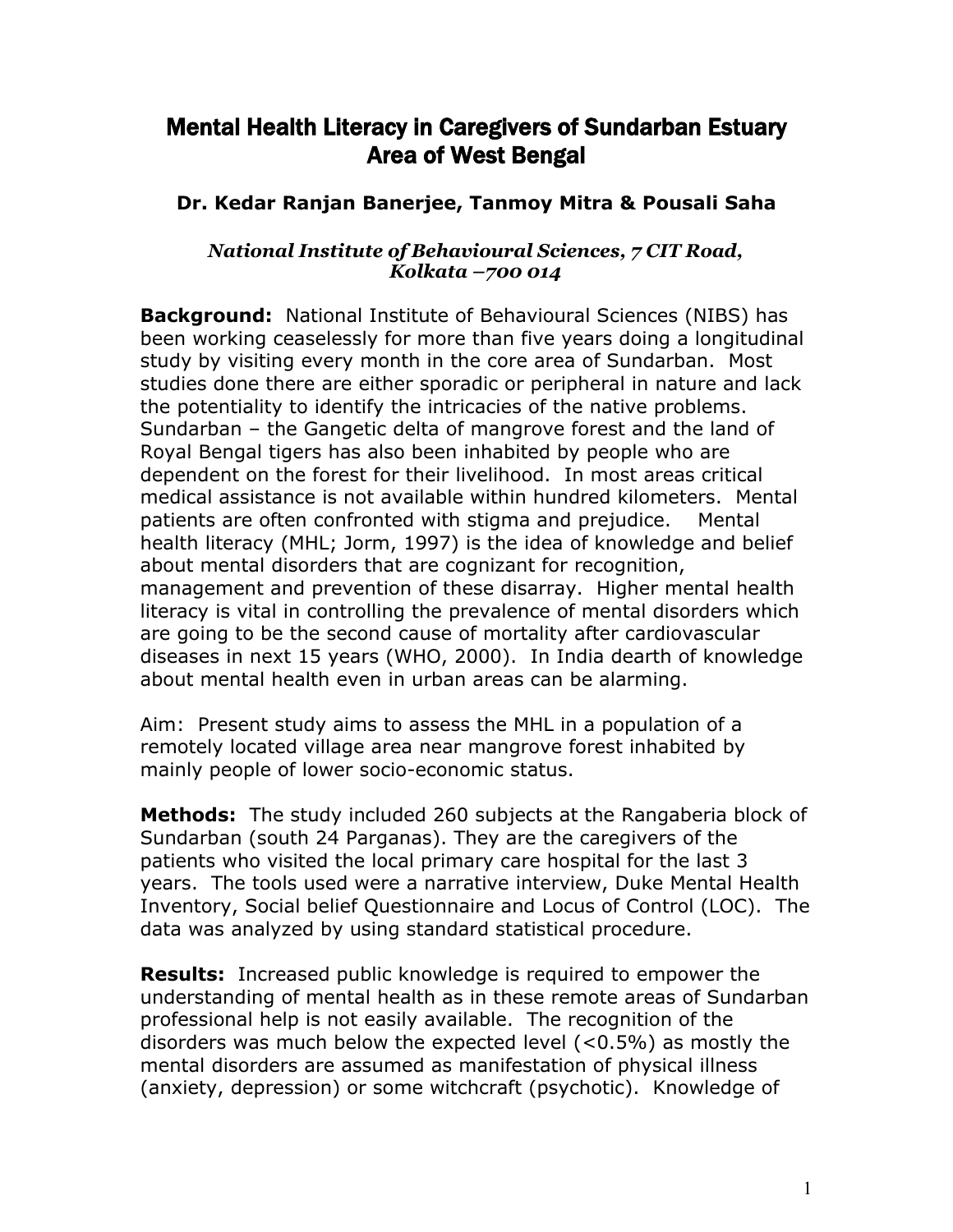# Mental Health Literacy in Caregivers of Sundarban Estuary Area of West Bengal

**Dr. Kedar Ranjan Banerjee, Tanmoy Mitra & Pousali Saha**

***National Institute of Behavioural Sciences, 7 CIT Road, Kolkata –700 014***

**Background:** National Institute of Behavioural Sciences (NIBS) has been working ceaselessly for more than five years doing a longitudinal study by visiting every month in the core area of Sundarban. Most studies done there are either sporadic or peripheral in nature and lack the potentiality to identify the intricacies of the native problems. Sundarban – the Gangetic delta of mangrove forest and the land of Royal Bengal tigers has also been inhabited by people who are dependent on the forest for their livelihood. In most areas critical medical assistance is not available within hundred kilometers. Mental patients are often confronted with stigma and prejudice. Mental health literacy (MHL; Jorm, 1997) is the idea of knowledge and belief about mental disorders that are cognizant for recognition, management and prevention of these disarray. Higher mental health literacy is vital in controlling the prevalence of mental disorders which are going to be the second cause of mortality after cardiovascular diseases in next 15 years (WHO, 2000). In India dearth of knowledge about mental health even in urban areas can be alarming.

Aim: Present study aims to assess the MHL in a population of a remotely located village area near mangrove forest inhabited by mainly people of lower socio-economic status.

**Methods:** The study included 260 subjects at the Rangaberia block of Sundarban (south 24 Parganas). They are the caregivers of the patients who visited the local primary care hospital for the last 3 years. The tools used were a narrative interview, Duke Mental Health Inventory, Social belief Questionnaire and Locus of Control (LOC). The data was analyzed by using standard statistical procedure.

**Results:** Increased public knowledge is required to empower the understanding of mental health as in these remote areas of Sundarban professional help is not easily available. The recognition of the disorders was much below the expected level (<0.5%) as mostly the mental disorders are assumed as manifestation of physical illness (anxiety, depression) or some witchcraft (psychotic). Knowledge of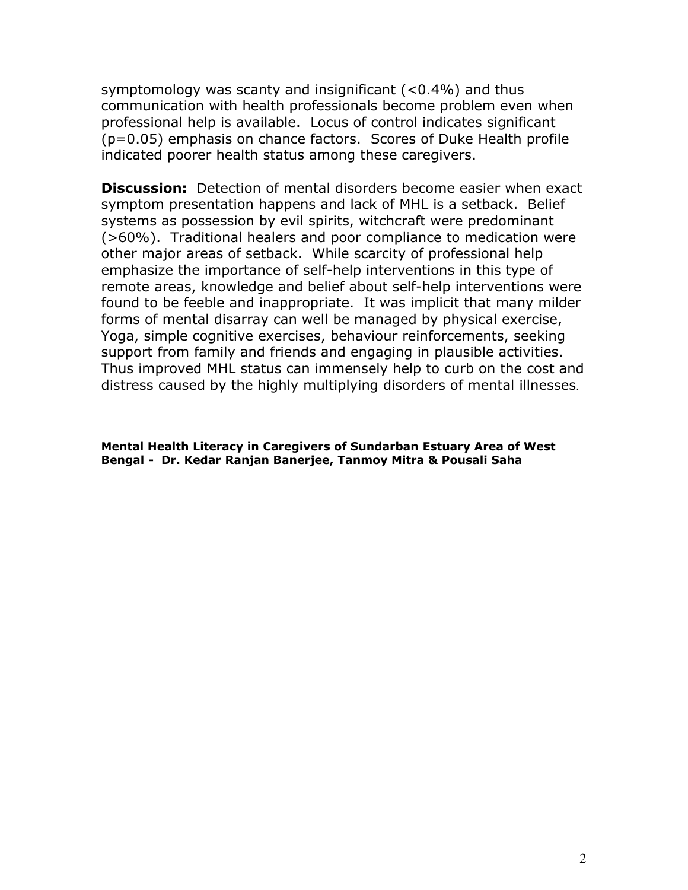symptomology was scanty and insignificant (<0.4%) and thus communication with health professionals become problem even when professional help is available. Locus of control indicates significant ($p=0.05$) emphasis on chance factors. Scores of Duke Health profile indicated poorer health status among these caregivers.

**Discussion:** Detection of mental disorders become easier when exact symptom presentation happens and lack of MHL is a setback. Belief systems as possession by evil spirits, witchcraft were predominant (>60%). Traditional healers and poor compliance to medication were other major areas of setback. While scarcity of professional help emphasize the importance of self-help interventions in this type of remote areas, knowledge and belief about self-help interventions were found to be feeble and inappropriate. It was implicit that many milder forms of mental disarray can well be managed by physical exercise, Yoga, simple cognitive exercises, behaviour reinforcements, seeking support from family and friends and engaging in plausible activities. Thus improved MHL status can immensely help to curb on the cost and distress caused by the highly multiplying disorders of mental illnesses.

**Mental Health Literacy in Caregivers of Sundarban Estuary Area of West Bengal - Dr. Kedar Ranjan Banerjee, Tanmoy Mitra & Pousali Saha**